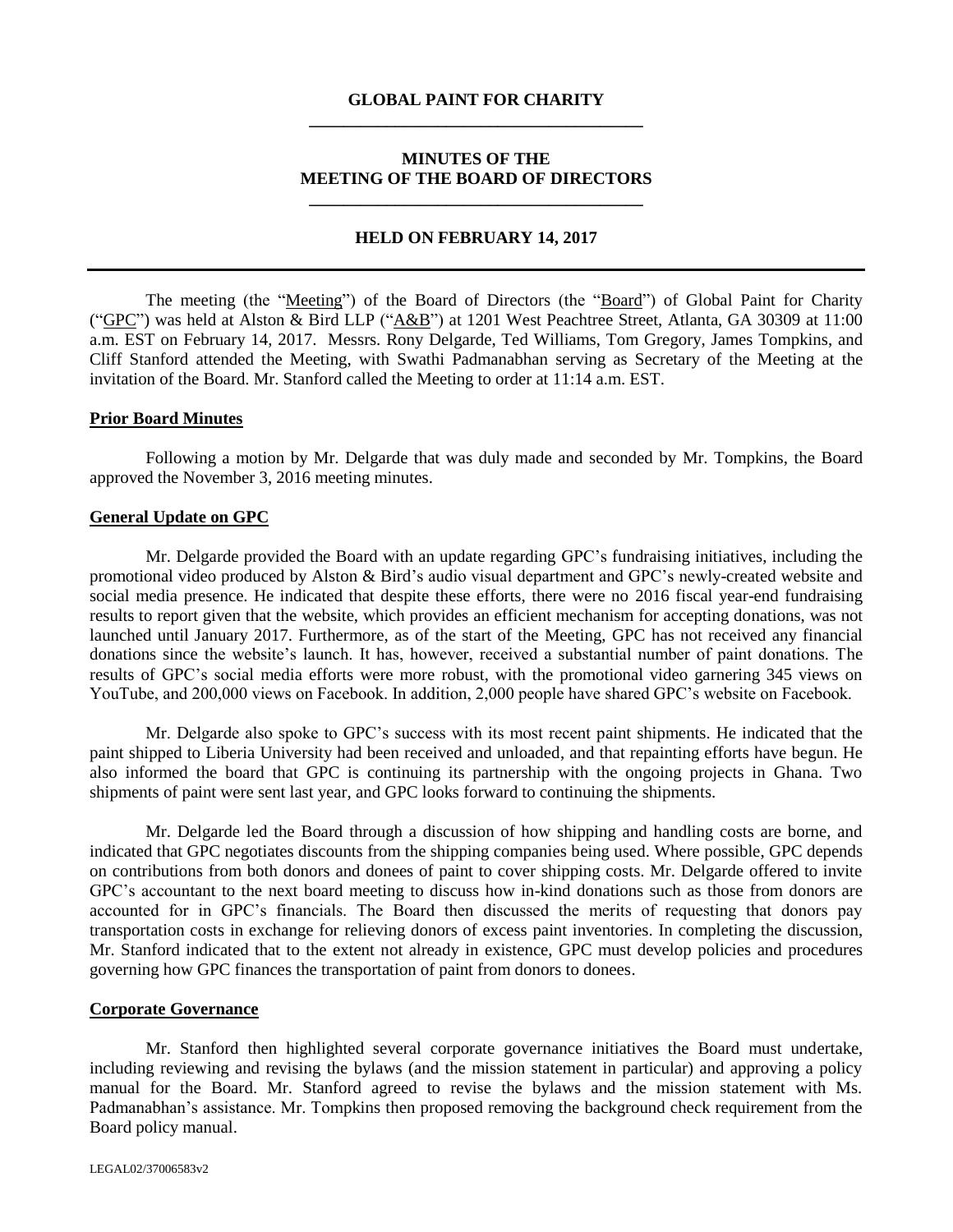# GLOBAL PAINT FOR CHARITY

## MINUTES OF THE MEETING OF THE BOARD OF DIRECTORS

### HELD ON FEBRUARY 14, 2017

The meeting (the "Meeting") of the Board of Directors (the "Board") of Global Paint for Charity ("GPC") was held at Alston & Bird LLP ("A&B") at 1201 West Peachtree Street, Atlanta, GA 30309 at 11:00 a.m. EST on February 14, 2017. Messrs. Rony Delgarde, Ted Williams, Tom Gregory, James Tompkins, and Cliff Stanford attended the Meeting, with Swathi Padmanabhan serving as Secretary of the Meeting at the invitation of the Board. Mr. Stanford called the Meeting to order at 11:14 a.m. EST.

**Prior Board Minutes**

Following a motion by Mr. Delgarde that was duly made and seconded by Mr. Tompkins, the Board approved the November 3, 2016 meeting minutes.

**General Update on GPC**

Mr. Delgarde provided the Board with an update regarding GPC's fundraising initiatives, including the promotional video produced by Alston & Bird's audio visual department and GPC's newly-created website and social media presence. He indicated that despite these efforts, there were no 2016 fiscal year-end fundraising results to report given that the website, which provides an efficient mechanism for accepting donations, was not launched until January 2017. Furthermore, as of the start of the Meeting, GPC has not received any financial donations since the website's launch. It has, however, received a substantial number of paint donations. The results of GPC's social media efforts were more robust, with the promotional video garnering 345 views on YouTube, and 200,000 views on Facebook. In addition, 2,000 people have shared GPC's website on Facebook.

Mr. Delgarde also spoke to GPC's success with its most recent paint shipments. He indicated that the paint shipped to Liberia University had been received and unloaded, and that repainting efforts have begun. He also informed the board that GPC is continuing its partnership with the ongoing projects in Ghana. Two shipments of paint were sent last year, and GPC looks forward to continuing the shipments.

Mr. Delgarde led the Board through a discussion of how shipping and handling costs are borne, and indicated that GPC negotiates discounts from the shipping companies being used. Where possible, GPC depends on contributions from both donors and donees of paint to cover shipping costs. Mr. Delgarde offered to invite GPC's accountant to the next board meeting to discuss how in-kind donations such as those from donors are accounted for in GPC's financials. The Board then discussed the merits of requesting that donors pay transportation costs in exchange for relieving donors of excess paint inventories. In completing the discussion, Mr. Stanford indicated that to the extent not already in existence, GPC must develop policies and procedures governing how GPC finances the transportation of paint from donors to donees.

**Corporate Governance**

Mr. Stanford then highlighted several corporate governance initiatives the Board must undertake, including reviewing and revising the bylaws (and the mission statement in particular) and approving a policy manual for the Board. Mr. Stanford agreed to revise the bylaws and the mission statement with Ms. Padmanabhan's assistance. Mr. Tompkins then proposed removing the background check requirement from the Board policy manual.

LEGAL02/37006583v2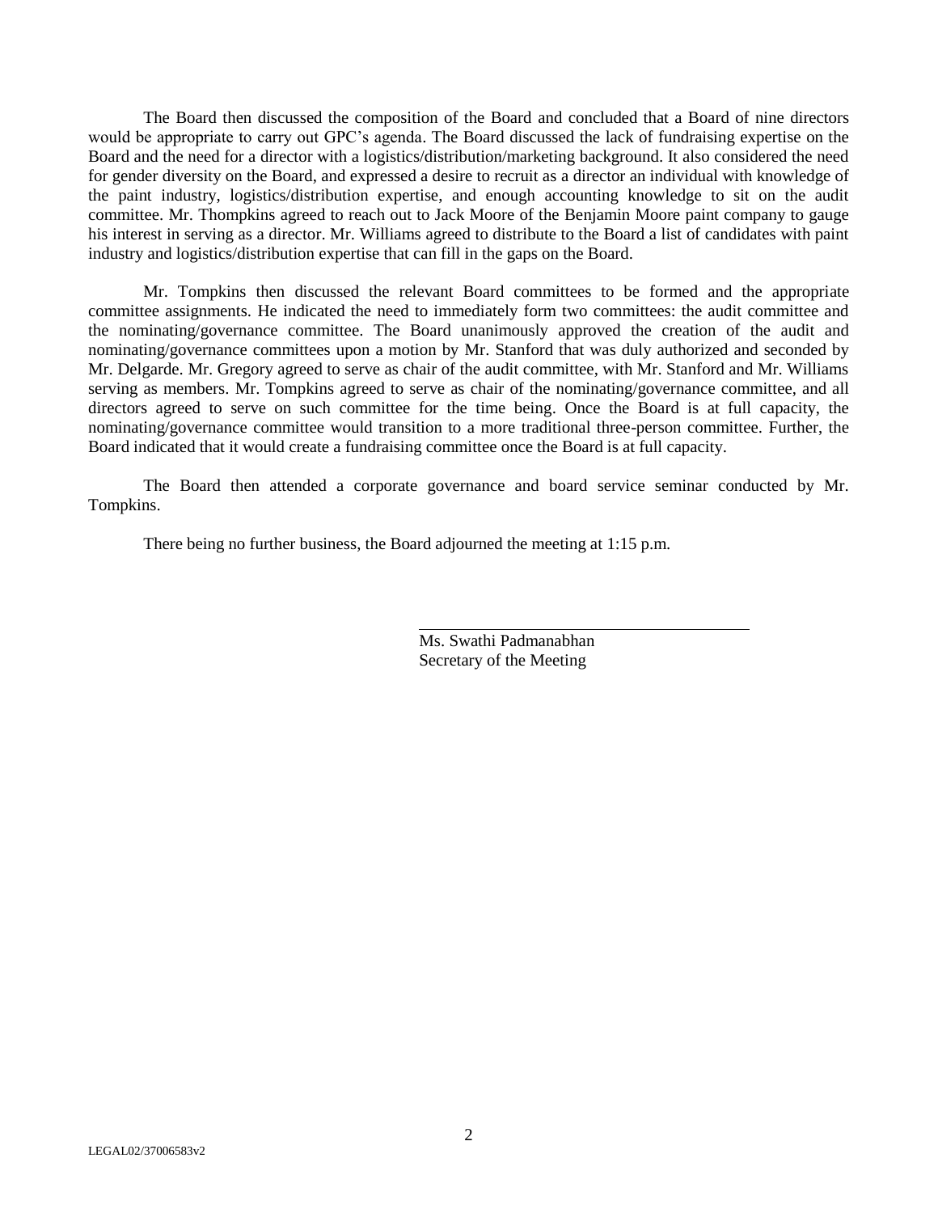The Board then discussed the composition of the Board and concluded that a Board of nine directors would be appropriate to carry out GPC's agenda. The Board discussed the lack of fundraising expertise on the Board and the need for a director with a logistics/distribution/marketing background. It also considered the need for gender diversity on the Board, and expressed a desire to recruit as a director an individual with knowledge of the paint industry, logistics/distribution expertise, and enough accounting knowledge to sit on the audit committee. Mr. Thompkins agreed to reach out to Jack Moore of the Benjamin Moore paint company to gauge his interest in serving as a director. Mr. Williams agreed to distribute to the Board a list of candidates with paint industry and logistics/distribution expertise that can fill in the gaps on the Board.

Mr. Tompkins then discussed the relevant Board committees to be formed and the appropriate committee assignments. He indicated the need to immediately form two committees: the audit committee and the nominating/governance committee. The Board unanimously approved the creation of the audit and nominating/governance committees upon a motion by Mr. Stanford that was duly authorized and seconded by Mr. Delgarde. Mr. Gregory agreed to serve as chair of the audit committee, with Mr. Stanford and Mr. Williams serving as members. Mr. Tompkins agreed to serve as chair of the nominating/governance committee, and all directors agreed to serve on such committee for the time being. Once the Board is at full capacity, the nominating/governance committee would transition to a more traditional three-person committee. Further, the Board indicated that it would create a fundraising committee once the Board is at full capacity.

The Board then attended a corporate governance and board service seminar conducted by Mr. Tompkins.

There being no further business, the Board adjourned the meeting at 1:15 p.m.

\_\_\_\_\_\_\_\_\_\_\_\_\_\_\_\_\_\_\_\_\_\_\_\_\_\_\_\_\_\_\_\_\_\_\_\_\_\_

Ms. Swathi Padmanabhan
Secretary of the Meeting

LEGAL02/37006583v2